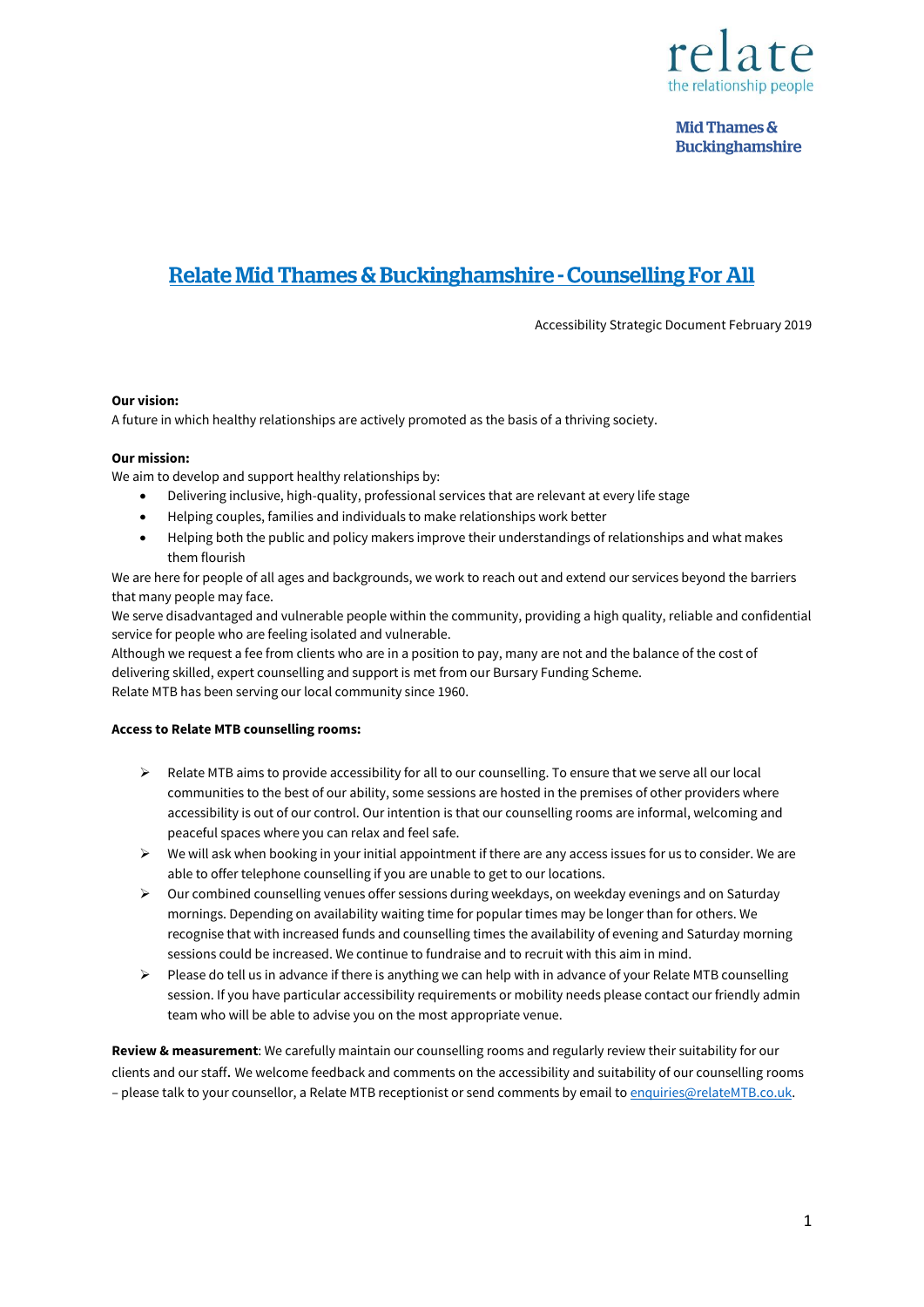relate
the relationship people

Mid Thames & Buckinghamshire

# Relate Mid Thames & Buckinghamshire - Counselling For All

Accessibility Strategic Document February 2019

**Our vision:**
A future in which healthy relationships are actively promoted as the basis of a thriving society.

**Our mission:**
We aim to develop and support healthy relationships by:

- Delivering inclusive, high-quality, professional services that are relevant at every life stage
- Helping couples, families and individuals to make relationships work better
- Helping both the public and policy makers improve their understandings of relationships and what makes them flourish

We are here for people of all ages and backgrounds, we work to reach out and extend our services beyond the barriers that many people may face.
We serve disadvantaged and vulnerable people within the community, providing a high quality, reliable and confidential service for people who are feeling isolated and vulnerable.
Although we request a fee from clients who are in a position to pay, many are not and the balance of the cost of delivering skilled, expert counselling and support is met from our Bursary Funding Scheme.
Relate MTB has been serving our local community since 1960.

**Access to Relate MTB counselling rooms:**

- Relate MTB aims to provide accessibility for all to our counselling. To ensure that we serve all our local communities to the best of our ability, some sessions are hosted in the premises of other providers where accessibility is out of our control. Our intention is that our counselling rooms are informal, welcoming and peaceful spaces where you can relax and feel safe.
- We will ask when booking in your initial appointment if there are any access issues for us to consider. We are able to offer telephone counselling if you are unable to get to our locations.
- Our combined counselling venues offer sessions during weekdays, on weekday evenings and on Saturday mornings. Depending on availability waiting time for popular times may be longer than for others. We recognise that with increased funds and counselling times the availability of evening and Saturday morning sessions could be increased. We continue to fundraise and to recruit with this aim in mind.
- Please do tell us in advance if there is anything we can help with in advance of your Relate MTB counselling session. If you have particular accessibility requirements or mobility needs please contact our friendly admin team who will be able to advise you on the most appropriate venue.

**Review & measurement**: We carefully maintain our counselling rooms and regularly review their suitability for our clients and our staff. We welcome feedback and comments on the accessibility and suitability of our counselling rooms – please talk to your counsellor, a Relate MTB receptionist or send comments by email to enquiries@relateMTB.co.uk.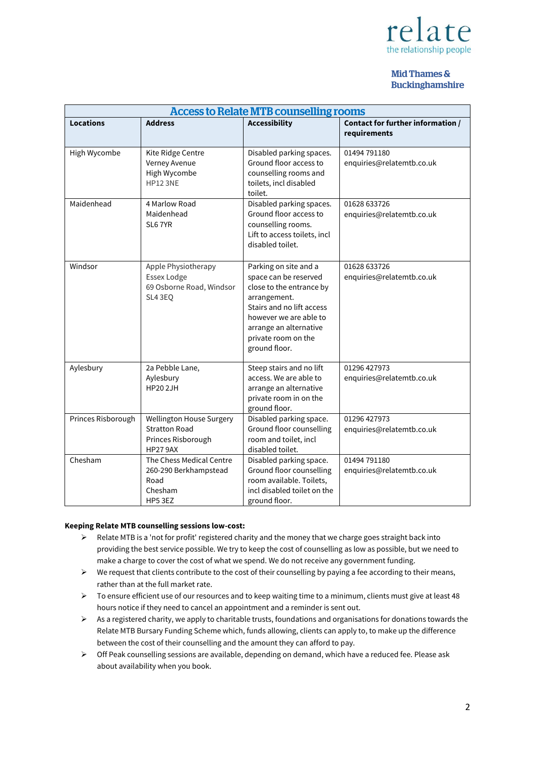relate
the relationship people

**Mid Thames & Buckinghamshire**

## Access to Relate MTB counselling rooms

| Locations | Address | Accessibility | Contact for further information / requirements |
|---|---|---|---|
| High Wycombe | Kite Ridge Centre<br>Verney Avenue<br>High Wycombe<br>HP12 3NE | Disabled parking spaces. Ground floor access to counselling rooms and toilets, incl disabled toilet. | 01494 791180<br>enquiries@relatemtb.co.uk |
| Maidenhead | 4 Marlow Road<br>Maidenhead<br>SL6 7YR | Disabled parking spaces. Ground floor access to counselling rooms.<br>Lift to access toilets, incl disabled toilet. | 01628 633726<br>enquiries@relatemtb.co.uk |
| Windsor | Apple Physiotherapy<br>Essex Lodge<br>69 Osborne Road, Windsor<br>SL4 3EQ | Parking on site and a space can be reserved close to the entrance by arrangement.<br>Stairs and no lift access however we are able to arrange an alternative private room on the ground floor. | 01628 633726<br>enquiries@relatemtb.co.uk |
| Aylesbury | 2a Pebble Lane,<br>Aylesbury<br>HP20 2JH | Steep stairs and no lift access. We are able to arrange an alternative private room in on the ground floor. | 01296 427973<br>enquiries@relatemtb.co.uk |
| Princes Risborough | Wellington House Surgery<br>Stratton Road<br>Princes Risborough<br>HP27 9AX | Disabled parking space. Ground floor counselling room and toilet, incl disabled toilet. | 01296 427973<br>enquiries@relatemtb.co.uk |
| Chesham | The Chess Medical Centre<br>260-290 Berkhampstead Road<br>Chesham<br>HP5 3EZ | Disabled parking space. Ground floor counselling room available. Toilets, incl disabled toilet on the ground floor. | 01494 791180<br>enquiries@relatemtb.co.uk |

**Keeping Relate MTB counselling sessions low-cost:**

- Relate MTB is a 'not for profit' registered charity and the money that we charge goes straight back into providing the best service possible. We try to keep the cost of counselling as low as possible, but we need to make a charge to cover the cost of what we spend. We do not receive any government funding.
- We request that clients contribute to the cost of their counselling by paying a fee according to their means, rather than at the full market rate.
- To ensure efficient use of our resources and to keep waiting time to a minimum, clients must give at least 48 hours notice if they need to cancel an appointment and a reminder is sent out.
- As a registered charity, we apply to charitable trusts, foundations and organisations for donations towards the Relate MTB Bursary Funding Scheme which, funds allowing, clients can apply to, to make up the difference between the cost of their counselling and the amount they can afford to pay.
- Off Peak counselling sessions are available, depending on demand, which have a reduced fee. Please ask about availability when you book.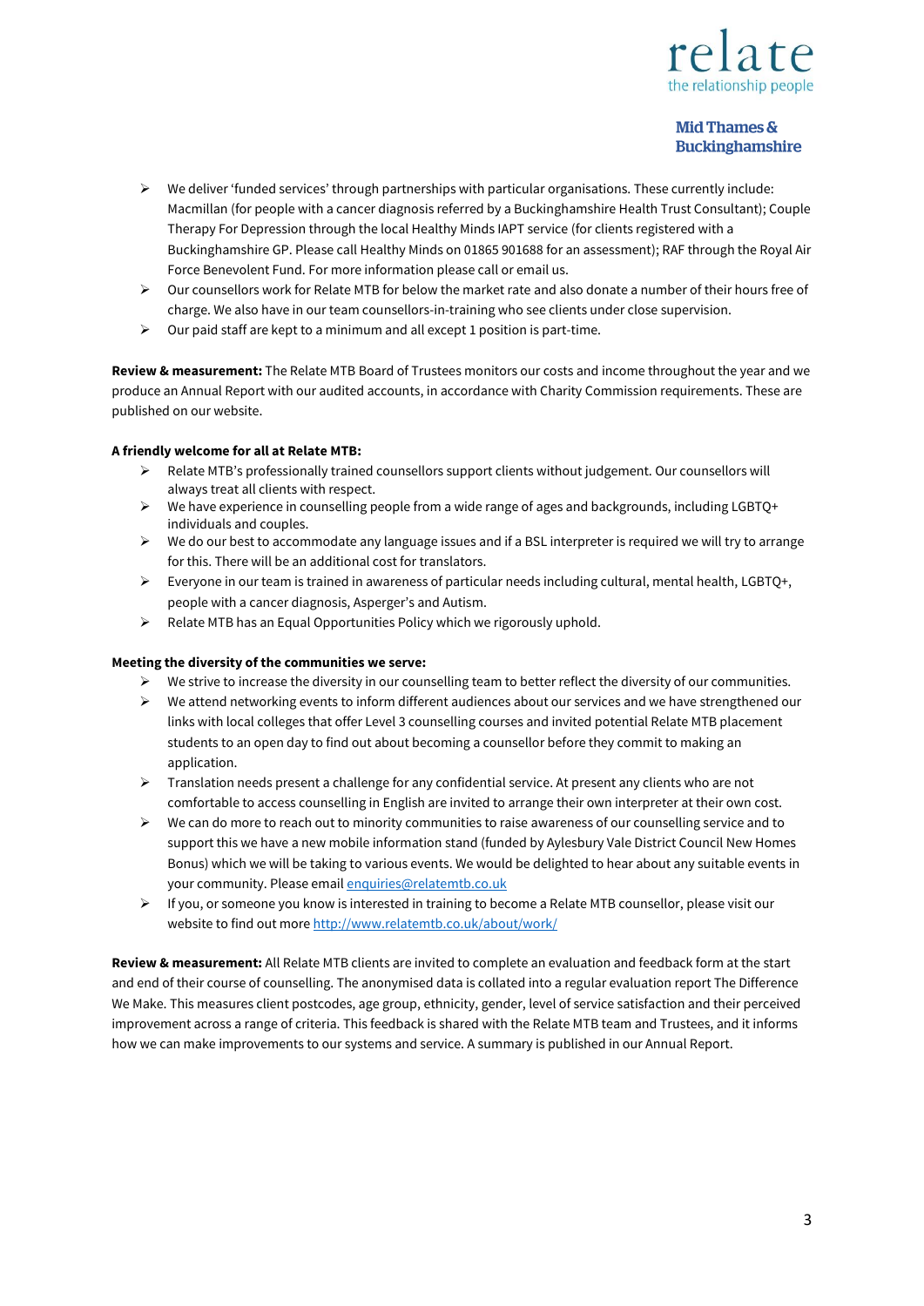- We deliver 'funded services' through partnerships with particular organisations. These currently include: Macmillan (for people with a cancer diagnosis referred by a Buckinghamshire Health Trust Consultant); Couple Therapy For Depression through the local Healthy Minds IAPT service (for clients registered with a Buckinghamshire GP. Please call Healthy Minds on 01865 901688 for an assessment); RAF through the Royal Air Force Benevolent Fund. For more information please call or email us.
- Our counsellors work for Relate MTB for below the market rate and also donate a number of their hours free of charge. We also have in our team counsellors-in-training who see clients under close supervision.
- Our paid staff are kept to a minimum and all except 1 position is part-time.

**Review & measurement:** The Relate MTB Board of Trustees monitors our costs and income throughout the year and we produce an Annual Report with our audited accounts, in accordance with Charity Commission requirements. These are published on our website.

**A friendly welcome for all at Relate MTB:**

- Relate MTB's professionally trained counsellors support clients without judgement. Our counsellors will always treat all clients with respect.
- We have experience in counselling people from a wide range of ages and backgrounds, including LGBTQ+ individuals and couples.
- We do our best to accommodate any language issues and if a BSL interpreter is required we will try to arrange for this. There will be an additional cost for translators.
- Everyone in our team is trained in awareness of particular needs including cultural, mental health, LGBTQ+, people with a cancer diagnosis, Asperger's and Autism.
- Relate MTB has an Equal Opportunities Policy which we rigorously uphold.

**Meeting the diversity of the communities we serve:**

- We strive to increase the diversity in our counselling team to better reflect the diversity of our communities.
- We attend networking events to inform different audiences about our services and we have strengthened our links with local colleges that offer Level 3 counselling courses and invited potential Relate MTB placement students to an open day to find out about becoming a counsellor before they commit to making an application.
- Translation needs present a challenge for any confidential service. At present any clients who are not comfortable to access counselling in English are invited to arrange their own interpreter at their own cost.
- We can do more to reach out to minority communities to raise awareness of our counselling service and to support this we have a new mobile information stand (funded by Aylesbury Vale District Council New Homes Bonus) which we will be taking to various events. We would be delighted to hear about any suitable events in your community. Please email enquiries@relatemtb.co.uk
- If you, or someone you know is interested in training to become a Relate MTB counsellor, please visit our website to find out more http://www.relatemtb.co.uk/about/work/

**Review & measurement:** All Relate MTB clients are invited to complete an evaluation and feedback form at the start and end of their course of counselling. The anonymised data is collated into a regular evaluation report The Difference We Make. This measures client postcodes, age group, ethnicity, gender, level of service satisfaction and their perceived improvement across a range of criteria. This feedback is shared with the Relate MTB team and Trustees, and it informs how we can make improvements to our systems and service. A summary is published in our Annual Report.